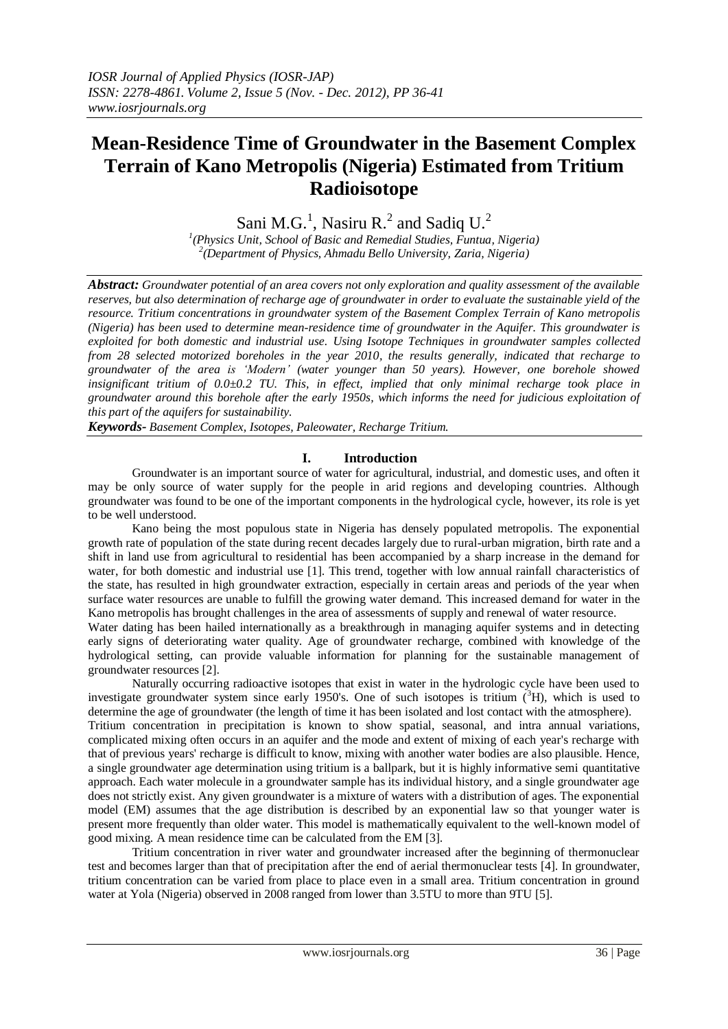# Mean-Residence Time of Groundwater in the Basement Complex Terrain of Kano Metropolis (Nigeria) Estimated from Tritium Radioisotope

Sani M.G.[1], Nasiru R.[2] and Sadiq U.[2]

[1](Physics Unit, School of Basic and Remedial Studies, Funtua, Nigeria)
[2](Department of Physics, Ahmadu Bello University, Zaria, Nigeria)

***Abstract:*** *Groundwater potential of an area covers not only exploration and quality assessment of the available reserves, but also determination of recharge age of groundwater in order to evaluate the sustainable yield of the resource. Tritium concentrations in groundwater system of the Basement Complex Terrain of Kano metropolis (Nigeria) has been used to determine mean-residence time of groundwater in the Aquifer. This groundwater is exploited for both domestic and industrial use. Using Isotope Techniques in groundwater samples collected from 28 selected motorized boreholes in the year 2010, the results generally, indicated that recharge to groundwater of the area is 'Modern' (water younger than 50 years). However, one borehole showed insignificant tritium of 0.0±0.2 TU. This, in effect, implied that only minimal recharge took place in groundwater around this borehole after the early 1950s, which informs the need for judicious exploitation of this part of the aquifers for sustainability.*

***Keywords-*** *Basement Complex, Isotopes, Paleowater, Recharge Tritium.*

## I. Introduction

Groundwater is an important source of water for agricultural, industrial, and domestic uses, and often it may be only source of water supply for the people in arid regions and developing countries. Although groundwater was found to be one of the important components in the hydrological cycle, however, its role is yet to be well understood.

Kano being the most populous state in Nigeria has densely populated metropolis. The exponential growth rate of population of the state during recent decades largely due to rural-urban migration, birth rate and a shift in land use from agricultural to residential has been accompanied by a sharp increase in the demand for water, for both domestic and industrial use [1]. This trend, together with low annual rainfall characteristics of the state, has resulted in high groundwater extraction, especially in certain areas and periods of the year when surface water resources are unable to fulfill the growing water demand. This increased demand for water in the Kano metropolis has brought challenges in the area of assessments of supply and renewal of water resource.

Water dating has been hailed internationally as a breakthrough in managing aquifer systems and in detecting early signs of deteriorating water quality. Age of groundwater recharge, combined with knowledge of the hydrological setting, can provide valuable information for planning for the sustainable management of groundwater resources [2].

Naturally occurring radioactive isotopes that exist in water in the hydrologic cycle have been used to investigate groundwater system since early 1950's. One of such isotopes is tritium ($^{3}H$), which is used to determine the age of groundwater (the length of time it has been isolated and lost contact with the atmosphere).

Tritium concentration in precipitation is known to show spatial, seasonal, and intra annual variations, complicated mixing often occurs in an aquifer and the mode and extent of mixing of each year's recharge with that of previous years' recharge is difficult to know, mixing with another water bodies are also plausible. Hence, a single groundwater age determination using tritium is a ballpark, but it is highly informative semi quantitative approach. Each water molecule in a groundwater sample has its individual history, and a single groundwater age does not strictly exist. Any given groundwater is a mixture of waters with a distribution of ages. The exponential model (EM) assumes that the age distribution is described by an exponential law so that younger water is present more frequently than older water. This model is mathematically equivalent to the well-known model of good mixing. A mean residence time can be calculated from the EM [3].

Tritium concentration in river water and groundwater increased after the beginning of thermonuclear test and becomes larger than that of precipitation after the end of aerial thermonuclear tests [4]. In groundwater, tritium concentration can be varied from place to place even in a small area. Tritium concentration in ground water at Yola (Nigeria) observed in 2008 ranged from lower than 3.5TU to more than 9TU [5].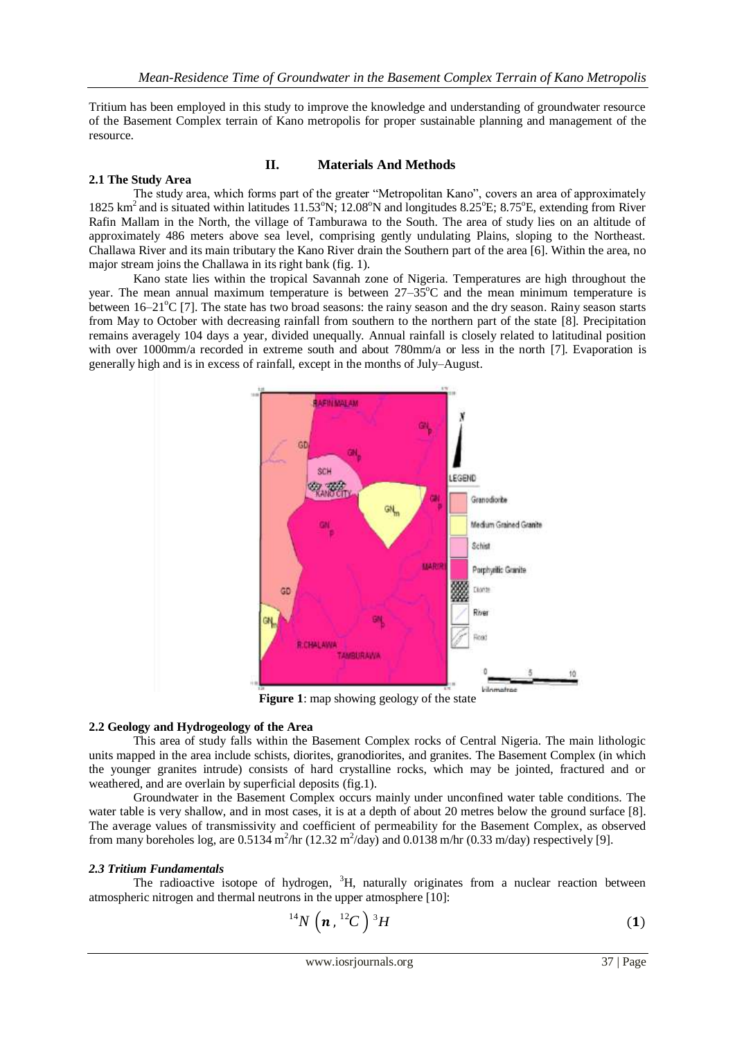Tritium has been employed in this study to improve the knowledge and understanding of groundwater resource of the Basement Complex terrain of Kano metropolis for proper sustainable planning and management of the resource.

## II. Materials And Methods

### 2.1 The Study Area

The study area, which forms part of the greater "Metropolitan Kano", covers an area of approximately 1825 km$^2$ and is situated within latitudes 11.53°N; 12.08°N and longitudes 8.25°E; 8.75°E, extending from River Rafin Mallam in the North, the village of Tamburawa to the South. The area of study lies on an altitude of approximately 486 meters above sea level, comprising gently undulating Plains, sloping to the Northeast. Challawa River and its main tributary the Kano River drain the Southern part of the area [6]. Within the area, no major stream joins the Challawa in its right bank (fig. 1).

Kano state lies within the tropical Savannah zone of Nigeria. Temperatures are high throughout the year. The mean annual maximum temperature is between 27–35°C and the mean minimum temperature is between 16–21°C [7]. The state has two broad seasons: the rainy season and the dry season. Rainy season starts from May to October with decreasing rainfall from southern to the northern part of the state [8]. Precipitation remains averagely 104 days a year, divided unequally. Annual rainfall is closely related to latitudinal position with over 1000mm/a recorded in extreme south and about 780mm/a or less in the north [7]. Evaporation is generally high and is in excess of rainfall, except in the months of July–August.

**Figure 1**: map showing geology of the state

### 2.2 Geology and Hydrogeology of the Area

This area of study falls within the Basement Complex rocks of Central Nigeria. The main lithologic units mapped in the area include schists, diorites, granodiorites, and granites. The Basement Complex (in which the younger granites intrude) consists of hard crystalline rocks, which may be jointed, fractured and or weathered, and are overlain by superficial deposits (fig.1).

Groundwater in the Basement Complex occurs mainly under unconfined water table conditions. The water table is very shallow, and in most cases, it is at a depth of about 20 metres below the ground surface [8]. The average values of transmissivity and coefficient of permeability for the Basement Complex, as observed from many boreholes log, are 0.5134 m$^2$/hr (12.32 m$^2$/day) and 0.0138 m/hr (0.33 m/day) respectively [9].

### *2.3 Tritium Fundamentals*

The radioactive isotope of hydrogen, $^3H$, naturally originates from a nuclear reaction between atmospheric nitrogen and thermal neutrons in the upper atmosphere [10]:

$$^{14}N\left(\boldsymbol{n},{}^{12}C\right){}^{3}H \qquad (\mathbf{1})$$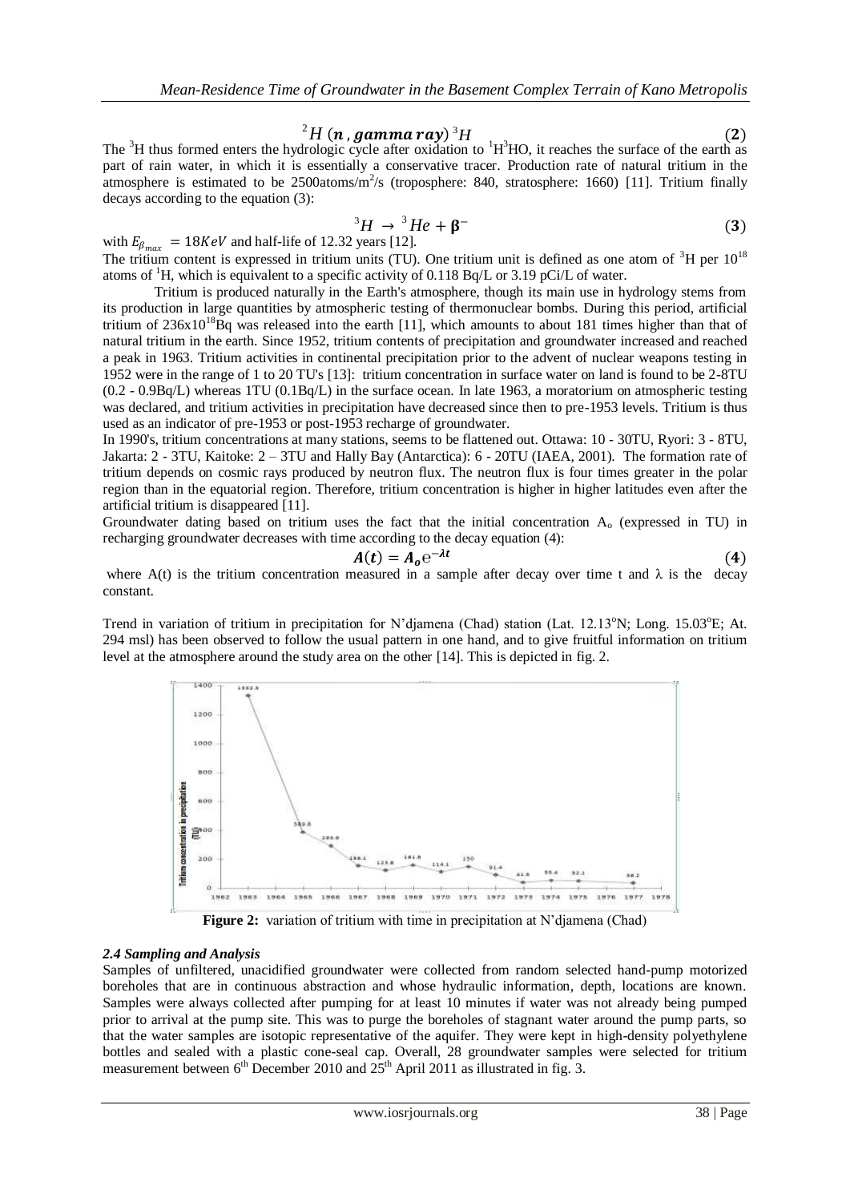$$^{2}H\ (\boldsymbol{n}\ ,\boldsymbol{gamma\ ray})\ ^{3}H \tag{2}$$

The $^{3}H$ thus formed enters the hydrologic cycle after oxidation to $^{1}H^{3}HO$, it reaches the surface of the earth as part of rain water, in which it is essentially a conservative tracer. Production rate of natural tritium in the atmosphere is estimated to be 2500atoms/$m^2$/s (troposphere: 840, stratosphere: 1660) [11]. Tritium finally decays according to the equation (3):

$$^{3}H \rightarrow\ ^{3}He + \boldsymbol{\beta}^{-} \tag{3}$$

with $E_{\beta_{max}} = 18KeV$ and half-life of 12.32 years [12].

The tritium content is expressed in tritium units (TU). One tritium unit is defined as one atom of $^{3}H$ per $10^{18}$ atoms of $^{1}H$, which is equivalent to a specific activity of 0.118 Bq/L or 3.19 pCi/L of water.

Tritium is produced naturally in the Earth's atmosphere, though its main use in hydrology stems from its production in large quantities by atmospheric testing of thermonuclear bombs. During this period, artificial tritium of $236 \times 10^{18}$Bq was released into the earth [11], which amounts to about 181 times higher than that of natural tritium in the earth. Since 1952, tritium contents of precipitation and groundwater increased and reached a peak in 1963. Tritium activities in continental precipitation prior to the advent of nuclear weapons testing in 1952 were in the range of 1 to 20 TU's [13]: tritium concentration in surface water on land is found to be 2-8TU (0.2 - 0.9Bq/L) whereas 1TU (0.1Bq/L) in the surface ocean. In late 1963, a moratorium on atmospheric testing was declared, and tritium activities in precipitation have decreased since then to pre-1953 levels. Tritium is thus used as an indicator of pre-1953 or post-1953 recharge of groundwater.

In 1990's, tritium concentrations at many stations, seems to be flattened out. Ottawa: 10 - 30TU, Ryori: 3 - 8TU, Jakarta: 2 - 3TU, Kaitoke: 2 – 3TU and Hally Bay (Antarctica): 6 - 20TU (IAEA, 2001). The formation rate of tritium depends on cosmic rays produced by neutron flux. The neutron flux is four times greater in the polar region than in the equatorial region. Therefore, tritium concentration is higher in higher latitudes even after the artificial tritium is disappeared [11].

Groundwater dating based on tritium uses the fact that the initial concentration $A_o$ (expressed in TU) in recharging groundwater decreases with time according to the decay equation (4):

$$\boldsymbol{A(t) = A_o e^{-\lambda t}} \tag{4}$$

where A(t) is the tritium concentration measured in a sample after decay over time t and $\lambda$ is the decay constant.

Trend in variation of tritium in precipitation for N'djamena (Chad) station (Lat. 12.13°N; Long. 15.03°E; At. 294 msl) has been observed to follow the usual pattern in one hand, and to give fruitful information on tritium level at the atmosphere around the study area on the other [14]. This is depicted in fig. 2.

**Figure 2:** variation of tritium with time in precipitation at N'djamena (Chad)

### *2.4 Sampling and Analysis*

Samples of unfiltered, unacidified groundwater were collected from random selected hand-pump motorized boreholes that are in continuous abstraction and whose hydraulic information, depth, locations are known. Samples were always collected after pumping for at least 10 minutes if water was not already being pumped prior to arrival at the pump site. This was to purge the boreholes of stagnant water around the pump parts, so that the water samples are isotopic representative of the aquifer. They were kept in high-density polyethylene bottles and sealed with a plastic cone-seal cap. Overall, 28 groundwater samples were selected for tritium measurement between 6th December 2010 and 25th April 2011 as illustrated in fig. 3.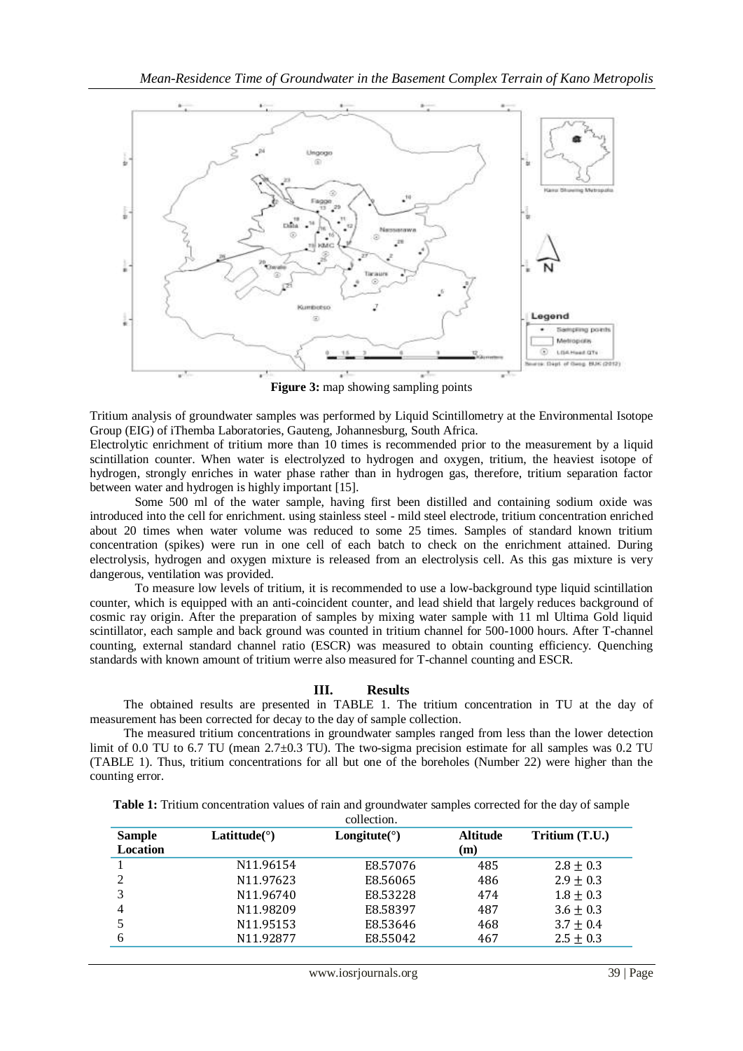**Figure 3:** map showing sampling points

Tritium analysis of groundwater samples was performed by Liquid Scintillometry at the Environmental Isotope Group (EIG) of iThemba Laboratories, Gauteng, Johannesburg, South Africa.

Electrolytic enrichment of tritium more than 10 times is recommended prior to the measurement by a liquid scintillation counter. When water is electrolyzed to hydrogen and oxygen, tritium, the heaviest isotope of hydrogen, strongly enriches in water phase rather than in hydrogen gas, therefore, tritium separation factor between water and hydrogen is highly important [15].

Some 500 ml of the water sample, having first been distilled and containing sodium oxide was introduced into the cell for enrichment. using stainless steel - mild steel electrode, tritium concentration enriched about 20 times when water volume was reduced to some 25 times. Samples of standard known tritium concentration (spikes) were run in one cell of each batch to check on the enrichment attained. During electrolysis, hydrogen and oxygen mixture is released from an electrolysis cell. As this gas mixture is very dangerous, ventilation was provided.

To measure low levels of tritium, it is recommended to use a low-background type liquid scintillation counter, which is equipped with an anti-coincident counter, and lead shield that largely reduces background of cosmic ray origin. After the preparation of samples by mixing water sample with 11 ml Ultima Gold liquid scintillator, each sample and back ground was counted in tritium channel for 500-1000 hours. After T-channel counting, external standard channel ratio (ESCR) was measured to obtain counting efficiency. Quenching standards with known amount of tritium werre also measured for T-channel counting and ESCR.

## III. Results

The obtained results are presented in TABLE 1. The tritium concentration in TU at the day of measurement has been corrected for decay to the day of sample collection.

The measured tritium concentrations in groundwater samples ranged from less than the lower detection limit of 0.0 TU to 6.7 TU (mean 2.7±0.3 TU). The two-sigma precision estimate for all samples was 0.2 TU (TABLE 1). Thus, tritium concentrations for all but one of the boreholes (Number 22) were higher than the counting error.

**Table 1:** Tritium concentration values of rain and groundwater samples corrected for the day of sample collection.

| Sample Location | Latittude(°) | Longitute(°) | Altitude (m) | Tritium (T.U.) |
|---|---|---|---|---|
| 1 | N11.96154 | E8.57076 | 485 | $2.8 \pm 0.3$ |
| 2 | N11.97623 | E8.56065 | 486 | $2.9 \pm 0.3$ |
| 3 | N11.96740 | E8.53228 | 474 | $1.8 \pm 0.3$ |
| 4 | N11.98209 | E8.58397 | 487 | $3.6 \pm 0.3$ |
| 5 | N11.95153 | E8.53646 | 468 | $3.7 \pm 0.4$ |
| 6 | N11.92877 | E8.55042 | 467 | $2.5 \pm 0.3$ |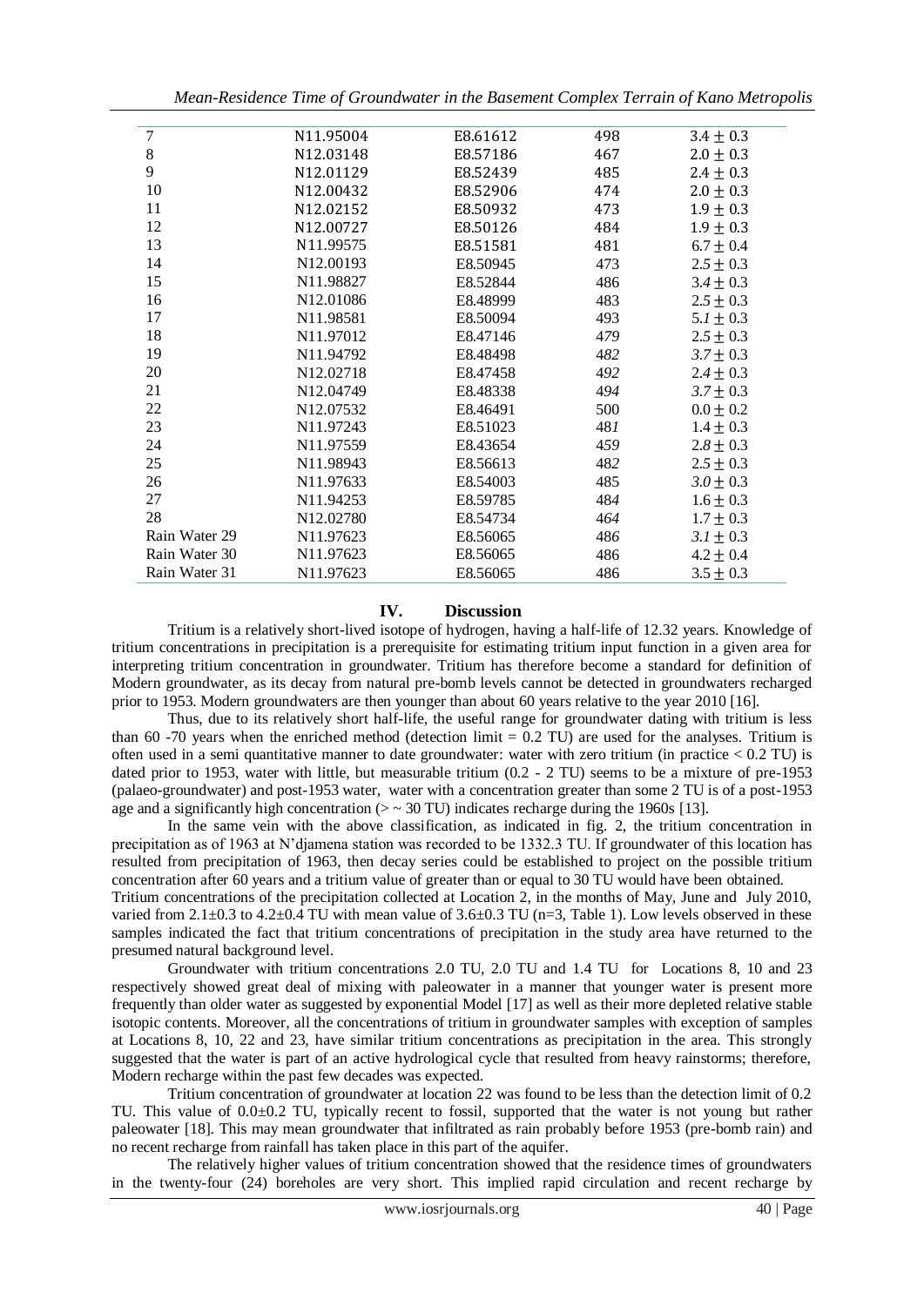| 7 | N11.95004 | E8.61612 | 498 | $3.4 \pm 0.3$ |
|---|---|---|---|---|
| 8 | N12.03148 | E8.57186 | 467 | $2.0 \pm 0.3$ |
| 9 | N12.01129 | E8.52439 | 485 | $2.4 \pm 0.3$ |
| 10 | N12.00432 | E8.52906 | 474 | $2.0 \pm 0.3$ |
| 11 | N12.02152 | E8.50932 | 473 | $1.9 \pm 0.3$ |
| 12 | N12.00727 | E8.50126 | 484 | $1.9 \pm 0.3$ |
| 13 | N11.99575 | E8.51581 | 481 | $6.7 \pm 0.4$ |
| 14 | N12.00193 | E8.50945 | 473 | $2.5 \pm 0.3$ |
| 15 | N11.98827 | E8.52844 | 486 | $3.4 \pm 0.3$ |
| 16 | N12.01086 | E8.48999 | 483 | $2.5 \pm 0.3$ |
| 17 | N11.98581 | E8.50094 | 493 | $5.1 \pm 0.3$ |
| 18 | N11.97012 | E8.47146 | 479 | $2.5 \pm 0.3$ |
| 19 | N11.94792 | E8.48498 | 482 | $3.7 \pm 0.3$ |
| 20 | N12.02718 | E8.47458 | 492 | $2.4 \pm 0.3$ |
| 21 | N12.04749 | E8.48338 | 494 | $3.7 \pm 0.3$ |
| 22 | N12.07532 | E8.46491 | 500 | $0.0 \pm 0.2$ |
| 23 | N11.97243 | E8.51023 | 481 | $1.4 \pm 0.3$ |
| 24 | N11.97559 | E8.43654 | 459 | $2.8 \pm 0.3$ |
| 25 | N11.98943 | E8.56613 | 482 | $2.5 \pm 0.3$ |
| 26 | N11.97633 | E8.54003 | 485 | $3.0 \pm 0.3$ |
| 27 | N11.94253 | E8.59785 | 484 | $1.6 \pm 0.3$ |
| 28 | N12.02780 | E8.54734 | 464 | $1.7 \pm 0.3$ |
| Rain Water 29 | N11.97623 | E8.56065 | 486 | $3.1 \pm 0.3$ |
| Rain Water 30 | N11.97623 | E8.56065 | 486 | $4.2 \pm 0.4$ |
| Rain Water 31 | N11.97623 | E8.56065 | 486 | $3.5 \pm 0.3$ |

## IV. Discussion

Tritium is a relatively short-lived isotope of hydrogen, having a half-life of 12.32 years. Knowledge of tritium concentrations in precipitation is a prerequisite for estimating tritium input function in a given area for interpreting tritium concentration in groundwater. Tritium has therefore become a standard for definition of Modern groundwater, as its decay from natural pre-bomb levels cannot be detected in groundwaters recharged prior to 1953. Modern groundwaters are then younger than about 60 years relative to the year 2010 [16].

Thus, due to its relatively short half-life, the useful range for groundwater dating with tritium is less than 60 -70 years when the enriched method (detection limit = 0.2 TU) are used for the analyses. Tritium is often used in a semi quantitative manner to date groundwater: water with zero tritium (in practice < 0.2 TU) is dated prior to 1953, water with little, but measurable tritium (0.2 - 2 TU) seems to be a mixture of pre-1953 (palaeo-groundwater) and post-1953 water, water with a concentration greater than some 2 TU is of a post-1953 age and a significantly high concentration (> ~ 30 TU) indicates recharge during the 1960s [13].

In the same vein with the above classification, as indicated in fig. 2, the tritium concentration in precipitation as of 1963 at N'djamena station was recorded to be 1332.3 TU. If groundwater of this location has resulted from precipitation of 1963, then decay series could be established to project on the possible tritium concentration after 60 years and a tritium value of greater than or equal to 30 TU would have been obtained.

Tritium concentrations of the precipitation collected at Location 2, in the months of May, June and July 2010, varied from 2.1±0.3 to 4.2±0.4 TU with mean value of 3.6±0.3 TU (n=3, Table 1). Low levels observed in these samples indicated the fact that tritium concentrations of precipitation in the study area have returned to the presumed natural background level.

Groundwater with tritium concentrations 2.0 TU, 2.0 TU and 1.4 TU for Locations 8, 10 and 23 respectively showed great deal of mixing with paleowater in a manner that younger water is present more frequently than older water as suggested by exponential Model [17] as well as their more depleted relative stable isotopic contents. Moreover, all the concentrations of tritium in groundwater samples with exception of samples at Locations 8, 10, 22 and 23, have similar tritium concentrations as precipitation in the area. This strongly suggested that the water is part of an active hydrological cycle that resulted from heavy rainstorms; therefore, Modern recharge within the past few decades was expected.

Tritium concentration of groundwater at location 22 was found to be less than the detection limit of 0.2 TU. This value of 0.0±0.2 TU, typically recent to fossil, supported that the water is not young but rather paleowater [18]. This may mean groundwater that infiltrated as rain probably before 1953 (pre-bomb rain) and no recent recharge from rainfall has taken place in this part of the aquifer.

The relatively higher values of tritium concentration showed that the residence times of groundwaters in the twenty-four (24) boreholes are very short. This implied rapid circulation and recent recharge by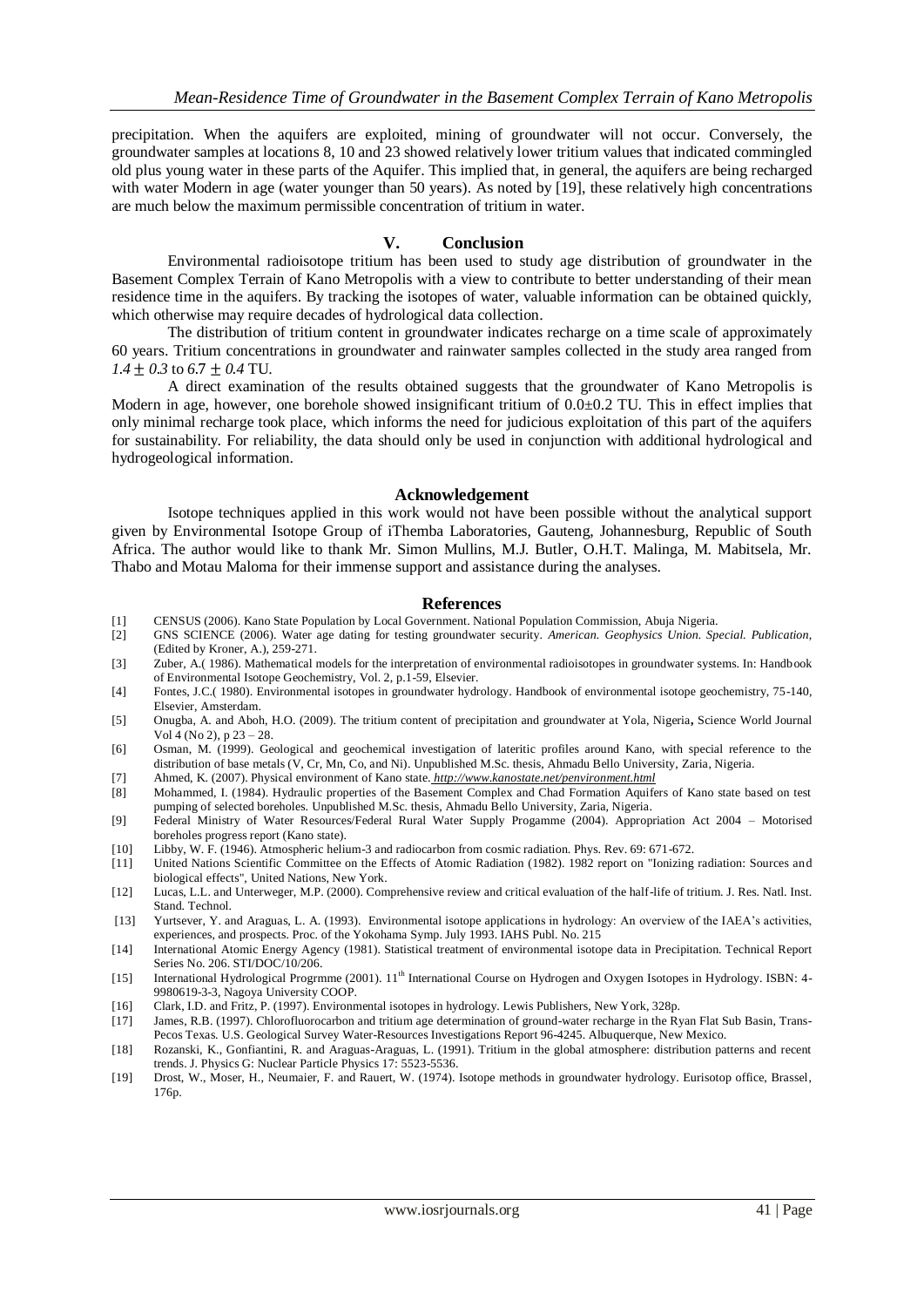precipitation. When the aquifers are exploited, mining of groundwater will not occur. Conversely, the groundwater samples at locations 8, 10 and 23 showed relatively lower tritium values that indicated commingled old plus young water in these parts of the Aquifer. This implied that, in general, the aquifers are being recharged with water Modern in age (water younger than 50 years). As noted by [19], these relatively high concentrations are much below the maximum permissible concentration of tritium in water.

## V. Conclusion

Environmental radioisotope tritium has been used to study age distribution of groundwater in the Basement Complex Terrain of Kano Metropolis with a view to contribute to better understanding of their mean residence time in the aquifers. By tracking the isotopes of water, valuable information can be obtained quickly, which otherwise may require decades of hydrological data collection.

The distribution of tritium content in groundwater indicates recharge on a time scale of approximately 60 years. Tritium concentrations in groundwater and rainwater samples collected in the study area ranged from $1.4 \pm 0.3$ to $6.7 \pm 0.4$ TU.

A direct examination of the results obtained suggests that the groundwater of Kano Metropolis is Modern in age, however, one borehole showed insignificant tritium of $0.0\pm0.2$ TU. This in effect implies that only minimal recharge took place, which informs the need for judicious exploitation of this part of the aquifers for sustainability. For reliability, the data should only be used in conjunction with additional hydrological and hydrogeological information.

## Acknowledgement

Isotope techniques applied in this work would not have been possible without the analytical support given by Environmental Isotope Group of iThemba Laboratories, Gauteng, Johannesburg, Republic of South Africa. The author would like to thank Mr. Simon Mullins, M.J. Butler, O.H.T. Malinga, M. Mabitsela, Mr. Thabo and Motau Maloma for their immense support and assistance during the analyses.

## References

[1] CENSUS (2006). Kano State Population by Local Government. National Population Commission, Abuja Nigeria.

[2] GNS SCIENCE (2006). Water age dating for testing groundwater security. *American. Geophysics Union. Special. Publication,* (Edited by Kroner, A.), 259-271.

[3] Zuber, A.( 1986). Mathematical models for the interpretation of environmental radioisotopes in groundwater systems. In: Handbook of Environmental Isotope Geochemistry, Vol. 2, p.1-59, Elsevier.

[4] Fontes, J.C.( 1980). Environmental isotopes in groundwater hydrology. Handbook of environmental isotope geochemistry, 75-140, Elsevier, Amsterdam.

[5] Onugba, A. and Aboh, H.O. (2009). The tritium content of precipitation and groundwater at Yola, Nigeria**,** Science World Journal Vol 4 (No 2), p 23 – 28.

[6] Osman, M. (1999). Geological and geochemical investigation of lateritic profiles around Kano, with special reference to the distribution of base metals (V, Cr, Mn, Co, and Ni). Unpublished M.Sc. thesis, Ahmadu Bello University, Zaria, Nigeria.

[7] Ahmed, K. (2007). Physical environment of Kano state. *http://www.kanostate.net/penvironment.html*

[8] Mohammed, I. (1984). Hydraulic properties of the Basement Complex and Chad Formation Aquifers of Kano state based on test pumping of selected boreholes. Unpublished M.Sc. thesis, Ahmadu Bello University, Zaria, Nigeria.

[9] Federal Ministry of Water Resources/Federal Rural Water Supply Progamme (2004). Appropriation Act 2004 – Motorised boreholes progress report (Kano state).

[10] Libby, W. F. (1946). Atmospheric helium-3 and radiocarbon from cosmic radiation. Phys. Rev. 69: 671-672.

[11] United Nations Scientific Committee on the Effects of Atomic Radiation (1982). 1982 report on "Ionizing radiation: Sources and biological effects", United Nations, New York.

[12] Lucas, L.L. and Unterweger, M.P. (2000). Comprehensive review and critical evaluation of the half-life of tritium. J. Res. Natl. Inst. Stand. Technol.

[13] Yurtsever, Y. and Araguas, L. A. (1993). Environmental isotope applications in hydrology: An overview of the IAEA's activities, experiences, and prospects. Proc. of the Yokohama Symp. July 1993. IAHS Publ. No. 215

[14] International Atomic Energy Agency (1981). Statistical treatment of environmental isotope data in Precipitation. Technical Report Series No. 206. STI/DOC/10/206.

[15] International Hydrological Progrmme (2001). 11th International Course on Hydrogen and Oxygen Isotopes in Hydrology. ISBN: 4-9980619-3-3, Nagoya University COOP.

[16] Clark, I.D. and Fritz, P. (1997). Environmental isotopes in hydrology. Lewis Publishers, New York, 328p.

[17] James, R.B. (1997). Chlorofluorocarbon and tritium age determination of ground-water recharge in the Ryan Flat Sub Basin, Trans-Pecos Texas. U.S. Geological Survey Water-Resources Investigations Report 96-4245. Albuquerque, New Mexico.

[18] Rozanski, K., Gonfiantini, R. and Araguas-Araguas, L. (1991). Tritium in the global atmosphere: distribution patterns and recent trends. J. Physics G: Nuclear Particle Physics 17: 5523-5536.

[19] Drost, W., Moser, H., Neumaier, F. and Rauert, W. (1974). Isotope methods in groundwater hydrology. Eurisotop office, Brassel, 176p.